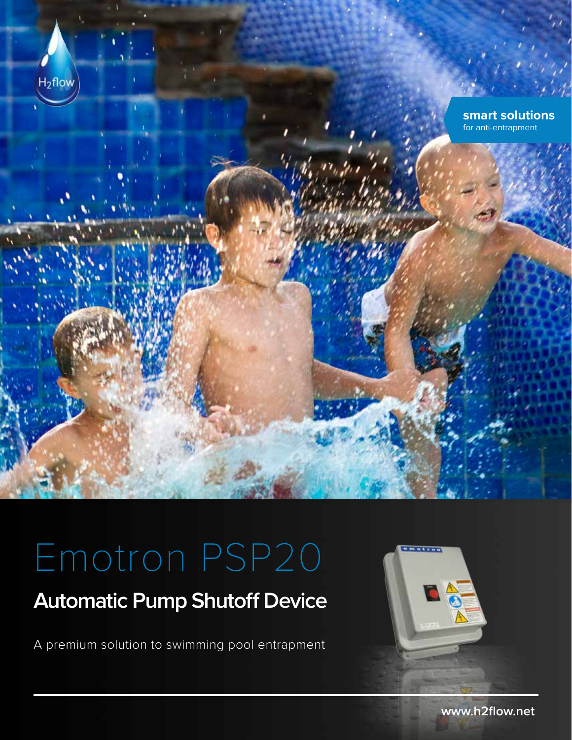$H_2$flow

**smart solutions**
for anti-entrapment

# Emotron PSP20

## Automatic Pump Shutoff Device

A premium solution to swimming pool entrapment

**www.h2flow.net**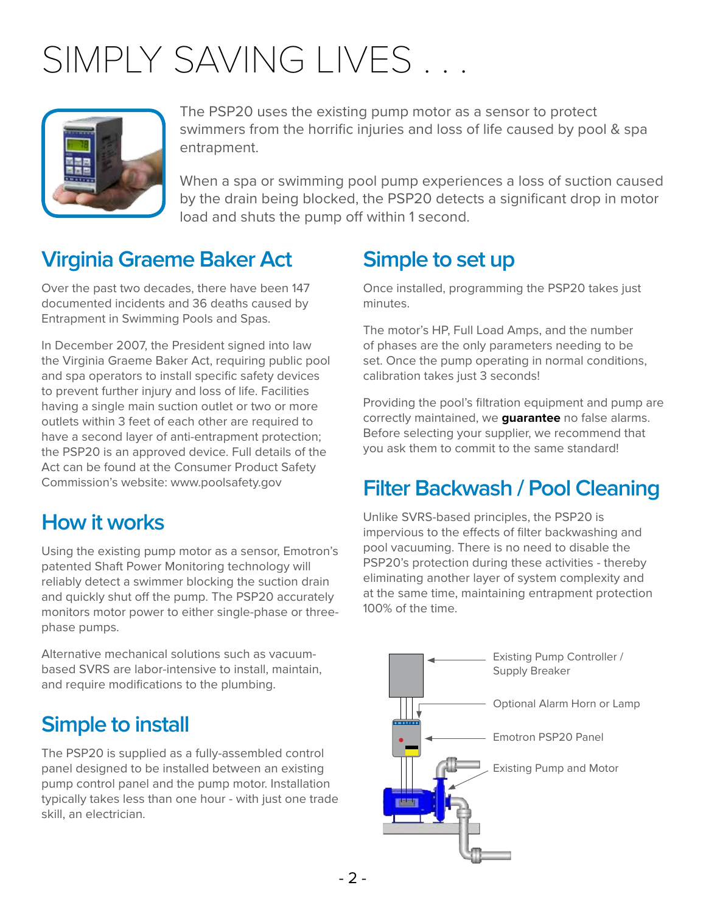# SIMPLY SAVING LIVES . . .

The PSP20 uses the existing pump motor as a sensor to protect swimmers from the horrific injuries and loss of life caused by pool & spa entrapment.

When a spa or swimming pool pump experiences a loss of suction caused by the drain being blocked, the PSP20 detects a significant drop in motor load and shuts the pump off within 1 second.

## Virginia Graeme Baker Act

Over the past two decades, there have been 147 documented incidents and 36 deaths caused by Entrapment in Swimming Pools and Spas.

In December 2007, the President signed into law the Virginia Graeme Baker Act, requiring public pool and spa operators to install specific safety devices to prevent further injury and loss of life. Facilities having a single main suction outlet or two or more outlets within 3 feet of each other are required to have a second layer of anti-entrapment protection; the PSP20 is an approved device. Full details of the Act can be found at the Consumer Product Safety Commission's website: www.poolsafety.gov

## How it works

Using the existing pump motor as a sensor, Emotron's patented Shaft Power Monitoring technology will reliably detect a swimmer blocking the suction drain and quickly shut off the pump. The PSP20 accurately monitors motor power to either single-phase or three-phase pumps.

Alternative mechanical solutions such as vacuum-based SVRS are labor-intensive to install, maintain, and require modifications to the plumbing.

## Simple to install

The PSP20 is supplied as a fully-assembled control panel designed to be installed between an existing pump control panel and the pump motor. Installation typically takes less than one hour - with just one trade skill, an electrician.

## Simple to set up

Once installed, programming the PSP20 takes just minutes.

The motor's HP, Full Load Amps, and the number of phases are the only parameters needing to be set. Once the pump operating in normal conditions, calibration takes just 3 seconds!

Providing the pool's filtration equipment and pump are correctly maintained, we **guarantee** no false alarms. Before selecting your supplier, we recommend that you ask them to commit to the same standard!

## Filter Backwash / Pool Cleaning

Unlike SVRS-based principles, the PSP20 is impervious to the effects of filter backwashing and pool vacuuming. There is no need to disable the PSP20's protection during these activities - thereby eliminating another layer of system complexity and at the same time, maintaining entrapment protection 100% of the time.

Existing Pump Controller / Supply Breaker

Optional Alarm Horn or Lamp

Emotron PSP20 Panel

Existing Pump and Motor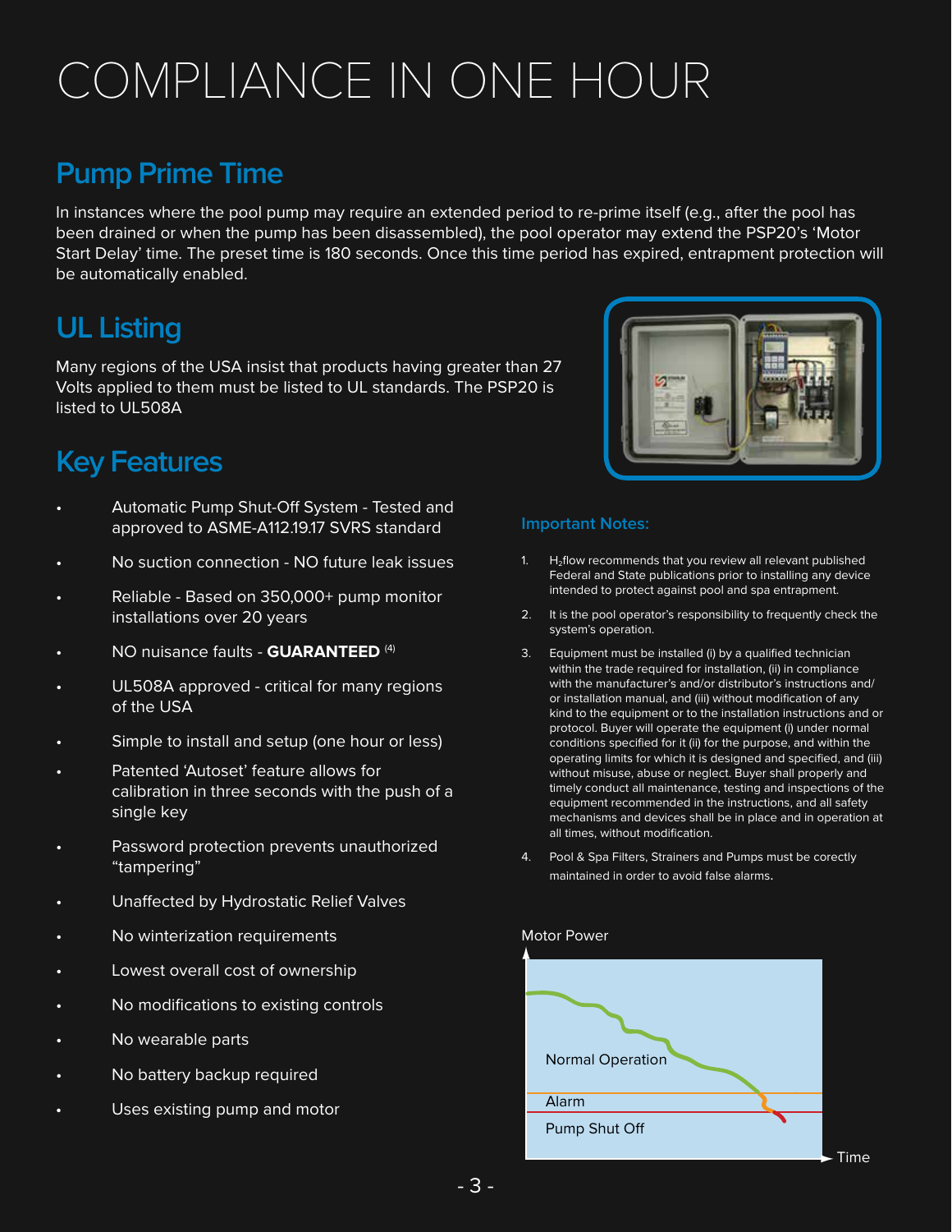# COMPLIANCE IN ONE HOUR

## Pump Prime Time

In instances where the pool pump may require an extended period to re-prime itself (e.g., after the pool has been drained or when the pump has been disassembled), the pool operator may extend the PSP20's 'Motor Start Delay' time. The preset time is 180 seconds. Once this time period has expired, entrapment protection will be automatically enabled.

## UL Listing

Many regions of the USA insist that products having greater than 27 Volts applied to them must be listed to UL standards. The PSP20 is listed to UL508A

## Key Features

- Automatic Pump Shut-Off System - Tested and approved to ASME-A112.19.17 SVRS standard
- No suction connection - NO future leak issues
- Reliable - Based on 350,000+ pump monitor installations over 20 years
- NO nuisance faults - **GUARANTEED** [(4)]
- UL508A approved - critical for many regions of the USA
- Simple to install and setup (one hour or less)
- Patented 'Autoset' feature allows for calibration in three seconds with the push of a single key
- Password protection prevents unauthorized "tampering"
- Unaffected by Hydrostatic Relief Valves
- No winterization requirements
- Lowest overall cost of ownership
- No modifications to existing controls
- No wearable parts
- No battery backup required
- Uses existing pump and motor

### Important Notes:

1. $H_2$flow recommends that you review all relevant published Federal and State publications prior to installing any device intended to protect against pool and spa entrapment.
2. It is the pool operator's responsibility to frequently check the system's operation.
3. Equipment must be installed (i) by a qualified technician within the trade required for installation, (ii) in compliance with the manufacturer's and/or distributor's instructions and/or installation manual, and (iii) without modification of any kind to the equipment or to the installation instructions and or protocol. Buyer will operate the equipment (i) under normal conditions specified for it (ii) for the purpose, and within the operating limits for which it is designed and specified, and (iii) without misuse, abuse or neglect. Buyer shall properly and timely conduct all maintenance, testing and inspections of the equipment recommended in the instructions, and all safety mechanisms and devices shall be in place and in operation at all times, without modification.
4. Pool & Spa Filters, Strainers and Pumps must be corectly maintained in order to avoid false alarms.

Motor Power

Normal Operation

Alarm

Pump Shut Off

Time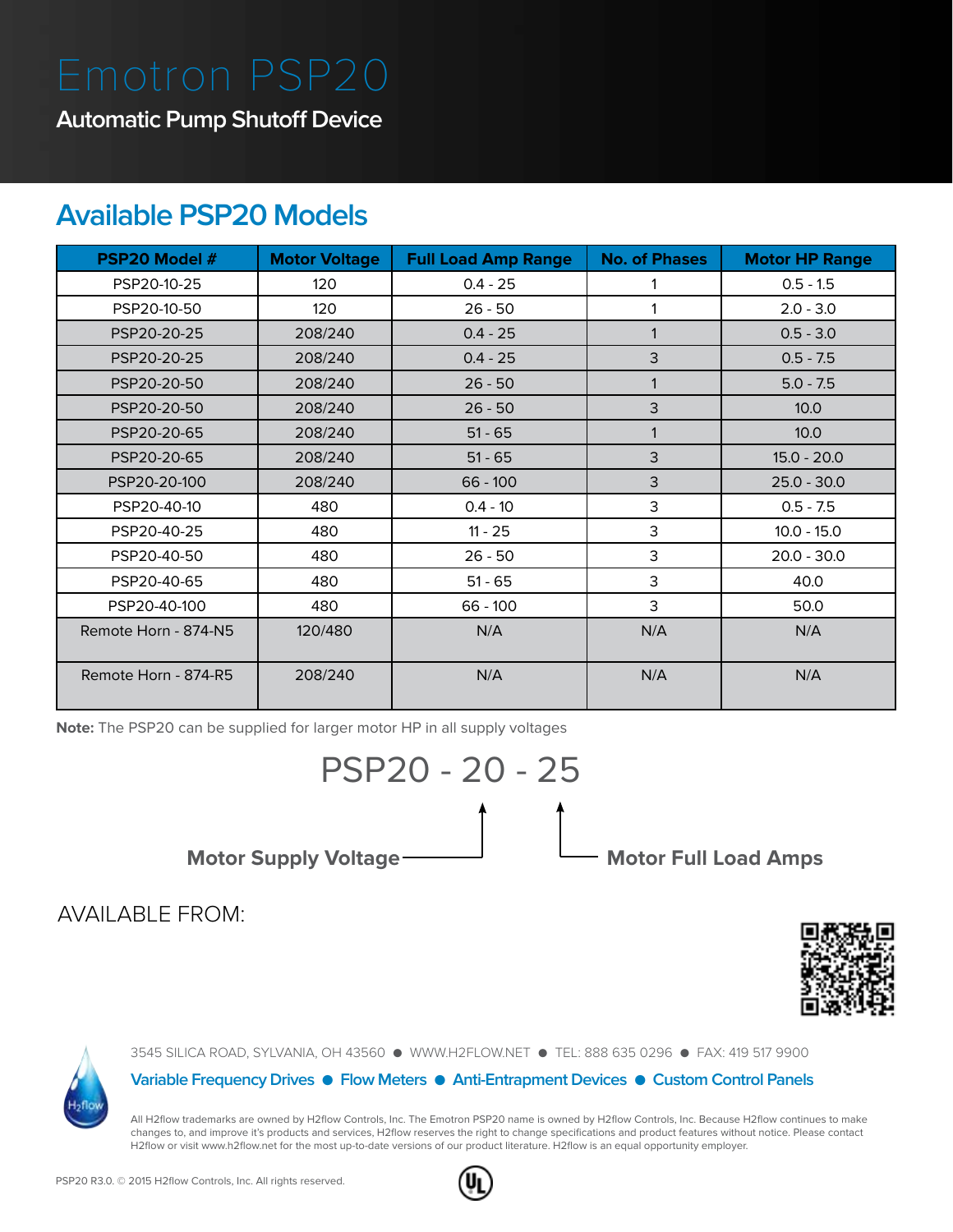# Emotron PSP20

**Automatic Pump Shutoff Device**

## Available PSP20 Models

| PSP20 Model # | Motor Voltage | Full Load Amp Range | No. of Phases | Motor HP Range |
|---|---|---|---|---|
| PSP20-10-25 | 120 | 0.4 - 25 | 1 | 0.5 - 1.5 |
| PSP20-10-50 | 120 | 26 - 50 | 1 | 2.0 - 3.0 |
| PSP20-20-25 | 208/240 | 0.4 - 25 | 1 | 0.5 - 3.0 |
| PSP20-20-25 | 208/240 | 0.4 - 25 | 3 | 0.5 - 7.5 |
| PSP20-20-50 | 208/240 | 26 - 50 | 1 | 5.0 - 7.5 |
| PSP20-20-50 | 208/240 | 26 - 50 | 3 | 10.0 |
| PSP20-20-65 | 208/240 | 51 - 65 | 1 | 10.0 |
| PSP20-20-65 | 208/240 | 51 - 65 | 3 | 15.0 - 20.0 |
| PSP20-20-100 | 208/240 | 66 - 100 | 3 | 25.0 - 30.0 |
| PSP20-40-10 | 480 | 0.4 - 10 | 3 | 0.5 - 7.5 |
| PSP20-40-25 | 480 | 11 - 25 | 3 | 10.0 - 15.0 |
| PSP20-40-50 | 480 | 26 - 50 | 3 | 20.0 - 30.0 |
| PSP20-40-65 | 480 | 51 - 65 | 3 | 40.0 |
| PSP20-40-100 | 480 | 66 - 100 | 3 | 50.0 |
| Remote Horn - 874-N5 | 120/480 | N/A | N/A | N/A |
| Remote Horn - 874-R5 | 208/240 | N/A | N/A | N/A |

**Note:** The PSP20 can be supplied for larger motor HP in all supply voltages

PSP20 - 20 - 25

**Motor Supply Voltage** (20) — **Motor Full Load Amps** (25)

AVAILABLE FROM:

3545 SILICA ROAD, SYLVANIA, OH 43560 ● WWW.H2FLOW.NET ● TEL: 888 635 0296 ● FAX: 419 517 9900

Variable Frequency Drives ● Flow Meters ● Anti-Entrapment Devices ● Custom Control Panels

All H2flow trademarks are owned by H2flow Controls, Inc. The Emotron PSP20 name is owned by H2flow Controls, Inc. Because H2flow continues to make changes to, and improve it's products and services, H2flow reserves the right to change specifications and product features without notice. Please contact H2flow or visit www.h2flow.net for the most up-to-date versions of our product literature. H2flow is an equal opportunity employer.

PSP20 R3.0. © 2015 H2flow Controls, Inc. All rights reserved.